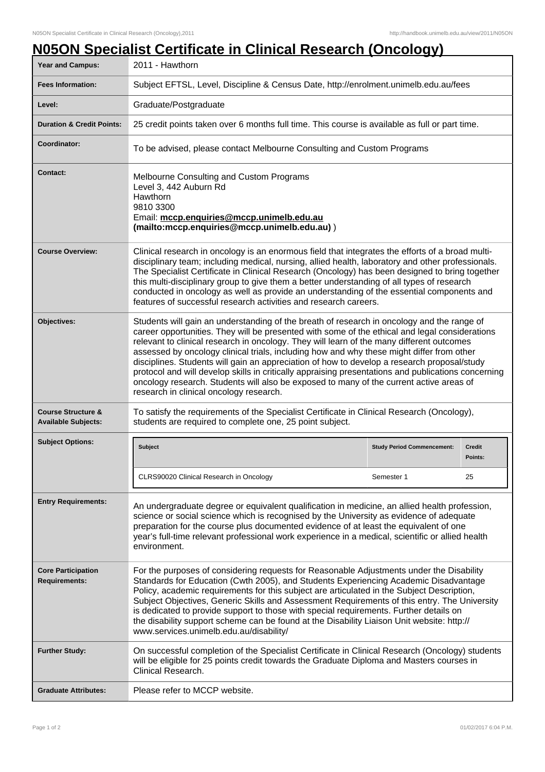# N05ON Specialist Certificate in Clinical Research (Oncology)

| | |
|---|---|
| **Year and Campus:** | 2011 - Hawthorn |
| **Fees Information:** | Subject EFTSL, Level, Discipline & Census Date, http://enrolment.unimelb.edu.au/fees |
| **Level:** | Graduate/Postgraduate |
| **Duration & Credit Points:** | 25 credit points taken over 6 months full time. This course is available as full or part time. |
| **Coordinator:** | To be advised, please contact Melbourne Consulting and Custom Programs |
| **Contact:** | Melbourne Consulting and Custom Programs<br>Level 3, 442 Auburn Rd<br>Hawthorn<br>9810 3300<br>Email: **mccp.enquiries@mccp.unimelb.edu.au (mailto:mccp.enquiries@mccp.unimelb.edu.au)** ) |
| **Course Overview:** | Clinical research in oncology is an enormous field that integrates the efforts of a broad multi-disciplinary team; including medical, nursing, allied health, laboratory and other professionals. The Specialist Certificate in Clinical Research (Oncology) has been designed to bring together this multi-disciplinary group to give them a better understanding of all types of research conducted in oncology as well as provide an understanding of the essential components and features of successful research activities and research careers. |
| **Objectives:** | Students will gain an understanding of the breath of research in oncology and the range of career opportunities. They will be presented with some of the ethical and legal considerations relevant to clinical research in oncology. They will learn of the many different outcomes assessed by oncology clinical trials, including how and why these might differ from other disciplines. Students will gain an appreciation of how to develop a research proposal/study protocol and will develop skills in critically appraising presentations and publications concerning oncology research. Students will also be exposed to many of the current active areas of research in clinical oncology research. |
| **Course Structure & Available Subjects:** | To satisfy the requirements of the Specialist Certificate in Clinical Research (Oncology), students are required to complete one, 25 point subject. |
| **Subject Options:** | **Subject** / **Study Period Commencement:** / **Credit Points:**<br>CLRS90020 Clinical Research in Oncology / Semester 1 / 25 |
| **Entry Requirements:** | An undergraduate degree or equivalent qualification in medicine, an allied health profession, science or social science which is recognised by the University as evidence of adequate preparation for the course plus documented evidence of at least the equivalent of one year's full-time relevant professional work experience in a medical, scientific or allied health environment. |
| **Core Participation Requirements:** | For the purposes of considering requests for Reasonable Adjustments under the Disability Standards for Education (Cwth 2005), and Students Experiencing Academic Disadvantage Policy, academic requirements for this subject are articulated in the Subject Description, Subject Objectives, Generic Skills and Assessment Requirements of this entry. The University is dedicated to provide support to those with special requirements. Further details on the disability support scheme can be found at the Disability Liaison Unit website: http://www.services.unimelb.edu.au/disability/ |
| **Further Study:** | On successful completion of the Specialist Certificate in Clinical Research (Oncology) students will be eligible for 25 points credit towards the Graduate Diploma and Masters courses in Clinical Research. |
| **Graduate Attributes:** | Please refer to MCCP website. |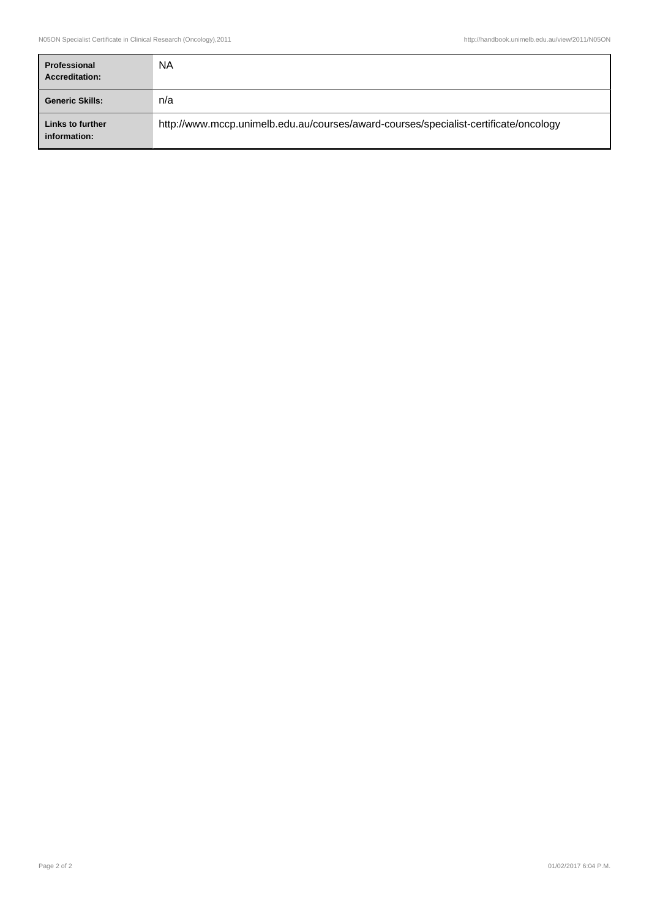| | |
|---|---|
| **Professional Accreditation:** | NA |
| **Generic Skills:** | n/a |
| **Links to further information:** | http://www.mccp.unimelb.edu.au/courses/award-courses/specialist-certificate/oncology |